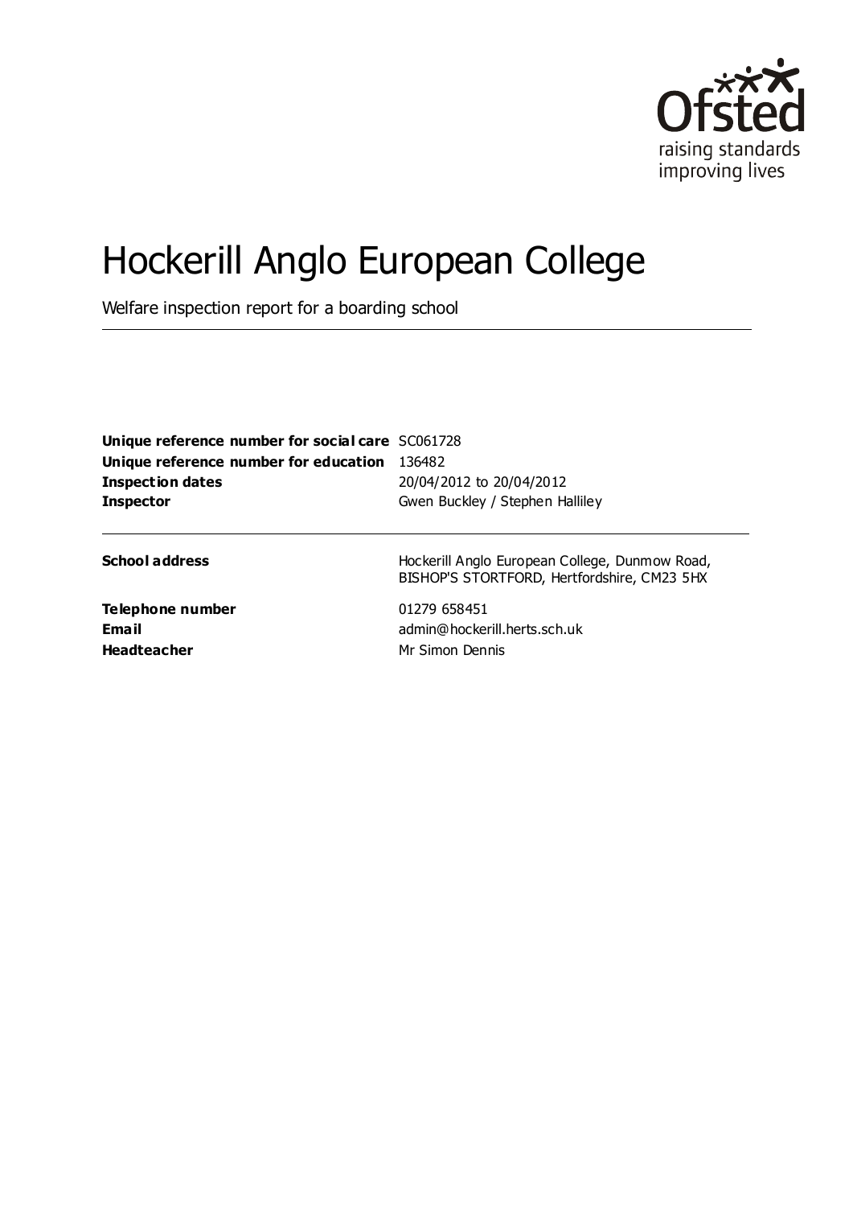# Hockerill Anglo European College

Welfare inspection report for a boarding school

| | |
|---|---|
| **Unique reference number for social care** | SC061728 |
| **Unique reference number for education** | 136482 |
| **Inspection dates** | 20/04/2012 to 20/04/2012 |
| **Inspector** | Gwen Buckley / Stephen Halliley |

| | |
|---|---|
| **School address** | Hockerill Anglo European College, Dunmow Road, BISHOP'S STORTFORD, Hertfordshire, CM23 5HX |
| **Telephone number** | 01279 658451 |
| **Email** | admin@hockerill.herts.sch.uk |
| **Headteacher** | Mr Simon Dennis |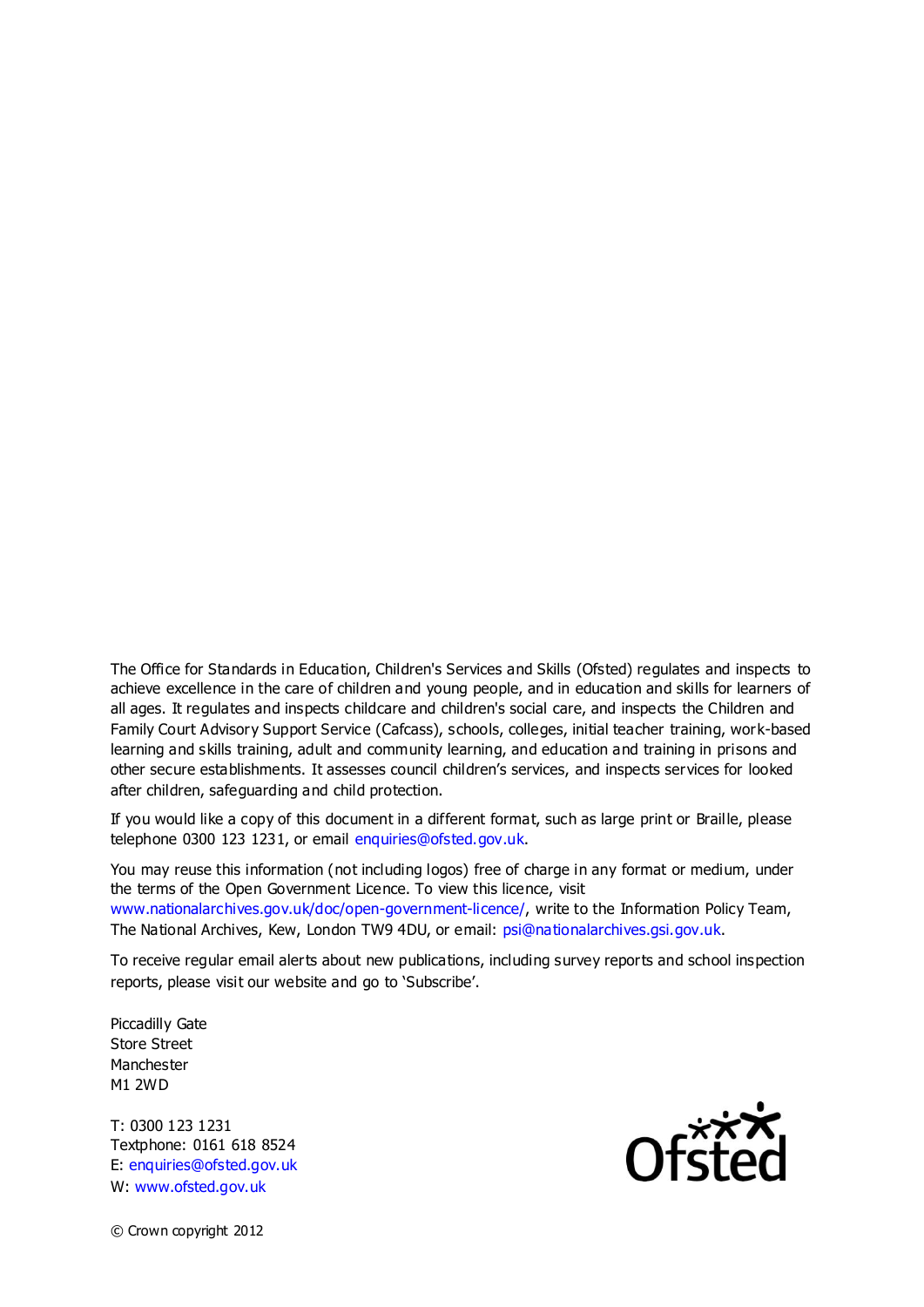The Office for Standards in Education, Children's Services and Skills (Ofsted) regulates and inspects to achieve excellence in the care of children and young people, and in education and skills for learners of all ages. It regulates and inspects childcare and children's social care, and inspects the Children and Family Court Advisory Support Service (Cafcass), schools, colleges, initial teacher training, work-based learning and skills training, adult and community learning, and education and training in prisons and other secure establishments. It assesses council children's services, and inspects services for looked after children, safeguarding and child protection.

If you would like a copy of this document in a different format, such as large print or Braille, please telephone 0300 123 1231, or email enquiries@ofsted.gov.uk.

You may reuse this information (not including logos) free of charge in any format or medium, under the terms of the Open Government Licence. To view this licence, visit www.nationalarchives.gov.uk/doc/open-government-licence/, write to the Information Policy Team, The National Archives, Kew, London TW9 4DU, or email: psi@nationalarchives.gsi.gov.uk.

To receive regular email alerts about new publications, including survey reports and school inspection reports, please visit our website and go to 'Subscribe'.

Piccadilly Gate
Store Street
Manchester
M1 2WD

T: 0300 123 1231
Textphone: 0161 618 8524
E: enquiries@ofsted.gov.uk
W: www.ofsted.gov.uk

© Crown copyright 2012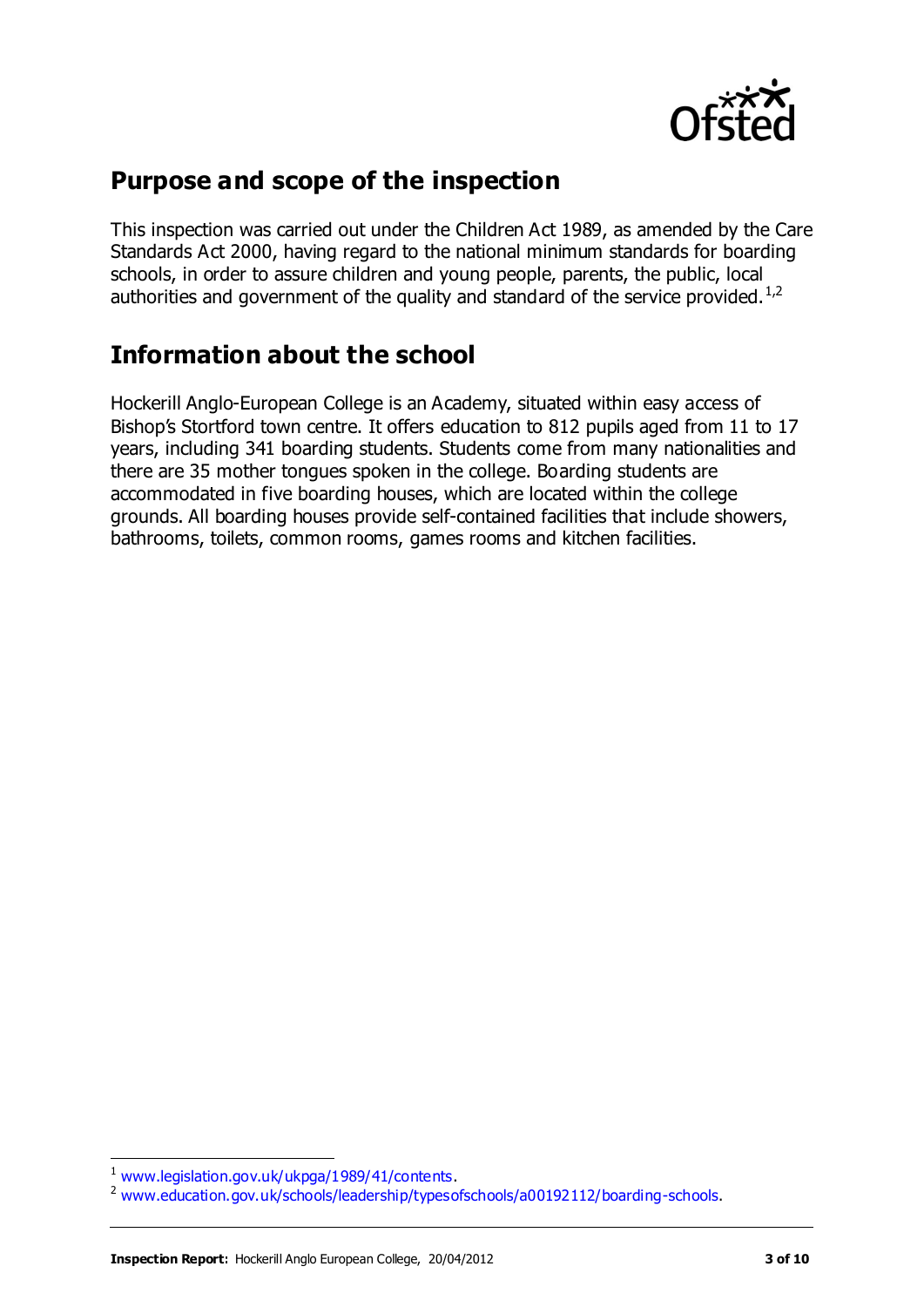## Purpose and scope of the inspection

This inspection was carried out under the Children Act 1989, as amended by the Care Standards Act 2000, having regard to the national minimum standards for boarding schools, in order to assure children and young people, parents, the public, local authorities and government of the quality and standard of the service provided.[1,2]

## Information about the school

Hockerill Anglo-European College is an Academy, situated within easy access of Bishop's Stortford town centre. It offers education to 812 pupils aged from 11 to 17 years, including 341 boarding students. Students come from many nationalities and there are 35 mother tongues spoken in the college. Boarding students are accommodated in five boarding houses, which are located within the college grounds. All boarding houses provide self-contained facilities that include showers, bathrooms, toilets, common rooms, games rooms and kitchen facilities.

---

[1] www.legislation.gov.uk/ukpga/1989/41/contents.

[2] www.education.gov.uk/schools/leadership/typesofschools/a00192112/boarding-schools.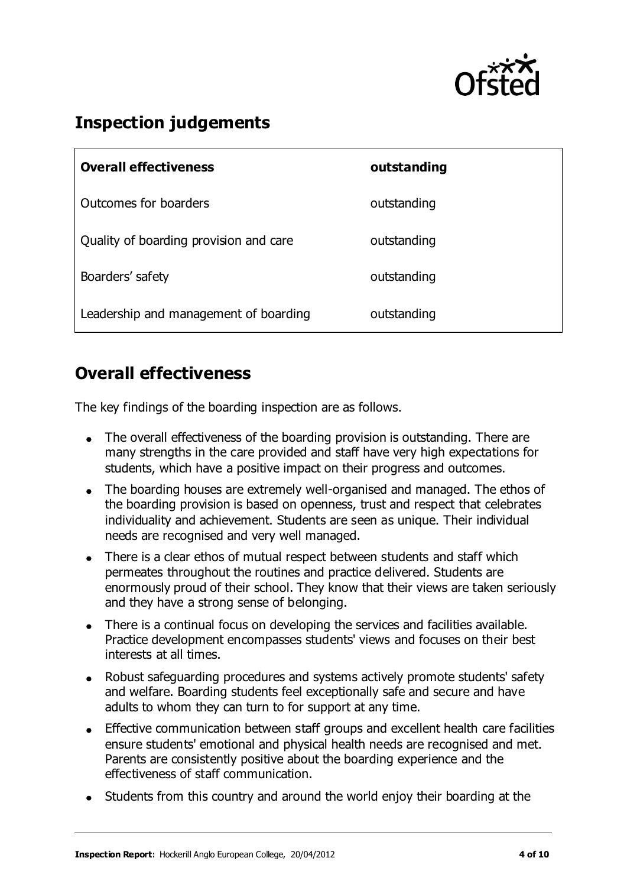## Inspection judgements

| Overall effectiveness | outstanding |
|---|---|
| Outcomes for boarders | outstanding |
| Quality of boarding provision and care | outstanding |
| Boarders' safety | outstanding |
| Leadership and management of boarding | outstanding |

## Overall effectiveness

The key findings of the boarding inspection are as follows.

- The overall effectiveness of the boarding provision is outstanding. There are many strengths in the care provided and staff have very high expectations for students, which have a positive impact on their progress and outcomes.
- The boarding houses are extremely well-organised and managed. The ethos of the boarding provision is based on openness, trust and respect that celebrates individuality and achievement. Students are seen as unique. Their individual needs are recognised and very well managed.
- There is a clear ethos of mutual respect between students and staff which permeates throughout the routines and practice delivered. Students are enormously proud of their school. They know that their views are taken seriously and they have a strong sense of belonging.
- There is a continual focus on developing the services and facilities available. Practice development encompasses students' views and focuses on their best interests at all times.
- Robust safeguarding procedures and systems actively promote students' safety and welfare. Boarding students feel exceptionally safe and secure and have adults to whom they can turn to for support at any time.
- Effective communication between staff groups and excellent health care facilities ensure students' emotional and physical health needs are recognised and met. Parents are consistently positive about the boarding experience and the effectiveness of staff communication.
- Students from this country and around the world enjoy their boarding at the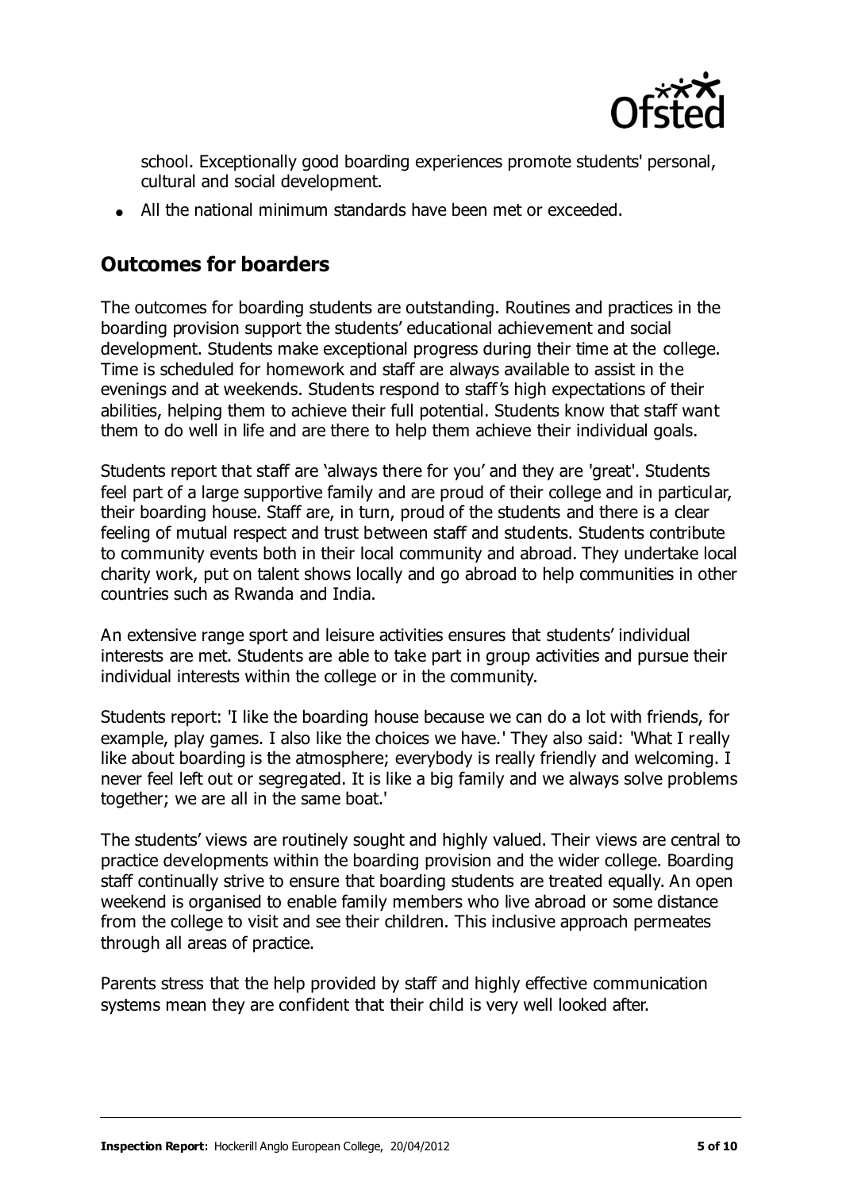school. Exceptionally good boarding experiences promote students' personal, cultural and social development.

- All the national minimum standards have been met or exceeded.

## Outcomes for boarders

The outcomes for boarding students are outstanding. Routines and practices in the boarding provision support the students' educational achievement and social development. Students make exceptional progress during their time at the college. Time is scheduled for homework and staff are always available to assist in the evenings and at weekends. Students respond to staff's high expectations of their abilities, helping them to achieve their full potential. Students know that staff want them to do well in life and are there to help them achieve their individual goals.

Students report that staff are 'always there for you' and they are 'great'. Students feel part of a large supportive family and are proud of their college and in particular, their boarding house. Staff are, in turn, proud of the students and there is a clear feeling of mutual respect and trust between staff and students. Students contribute to community events both in their local community and abroad. They undertake local charity work, put on talent shows locally and go abroad to help communities in other countries such as Rwanda and India.

An extensive range sport and leisure activities ensures that students' individual interests are met. Students are able to take part in group activities and pursue their individual interests within the college or in the community.

Students report: 'I like the boarding house because we can do a lot with friends, for example, play games. I also like the choices we have.' They also said: 'What I really like about boarding is the atmosphere; everybody is really friendly and welcoming. I never feel left out or segregated. It is like a big family and we always solve problems together; we are all in the same boat.'

The students' views are routinely sought and highly valued. Their views are central to practice developments within the boarding provision and the wider college. Boarding staff continually strive to ensure that boarding students are treated equally. An open weekend is organised to enable family members who live abroad or some distance from the college to visit and see their children. This inclusive approach permeates through all areas of practice.

Parents stress that the help provided by staff and highly effective communication systems mean they are confident that their child is very well looked after.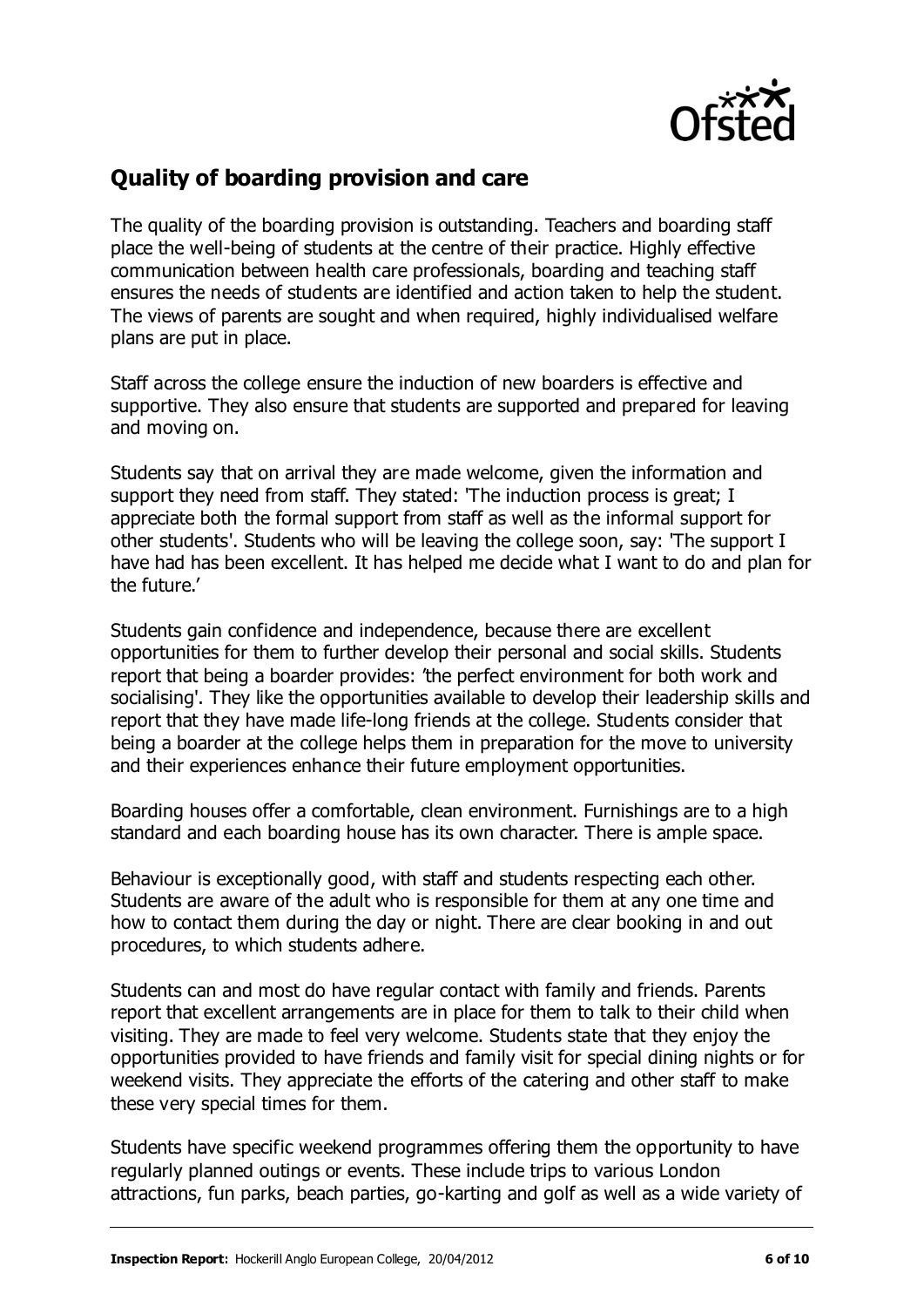## Quality of boarding provision and care

The quality of the boarding provision is outstanding. Teachers and boarding staff place the well-being of students at the centre of their practice. Highly effective communication between health care professionals, boarding and teaching staff ensures the needs of students are identified and action taken to help the student. The views of parents are sought and when required, highly individualised welfare plans are put in place.

Staff across the college ensure the induction of new boarders is effective and supportive. They also ensure that students are supported and prepared for leaving and moving on.

Students say that on arrival they are made welcome, given the information and support they need from staff. They stated: 'The induction process is great; I appreciate both the formal support from staff as well as the informal support for other students'. Students who will be leaving the college soon, say: 'The support I have had has been excellent. It has helped me decide what I want to do and plan for the future.'

Students gain confidence and independence, because there are excellent opportunities for them to further develop their personal and social skills. Students report that being a boarder provides: 'the perfect environment for both work and socialising'. They like the opportunities available to develop their leadership skills and report that they have made life-long friends at the college. Students consider that being a boarder at the college helps them in preparation for the move to university and their experiences enhance their future employment opportunities.

Boarding houses offer a comfortable, clean environment. Furnishings are to a high standard and each boarding house has its own character. There is ample space.

Behaviour is exceptionally good, with staff and students respecting each other. Students are aware of the adult who is responsible for them at any one time and how to contact them during the day or night. There are clear booking in and out procedures, to which students adhere.

Students can and most do have regular contact with family and friends. Parents report that excellent arrangements are in place for them to talk to their child when visiting. They are made to feel very welcome. Students state that they enjoy the opportunities provided to have friends and family visit for special dining nights or for weekend visits. They appreciate the efforts of the catering and other staff to make these very special times for them.

Students have specific weekend programmes offering them the opportunity to have regularly planned outings or events. These include trips to various London attractions, fun parks, beach parties, go-karting and golf as well as a wide variety of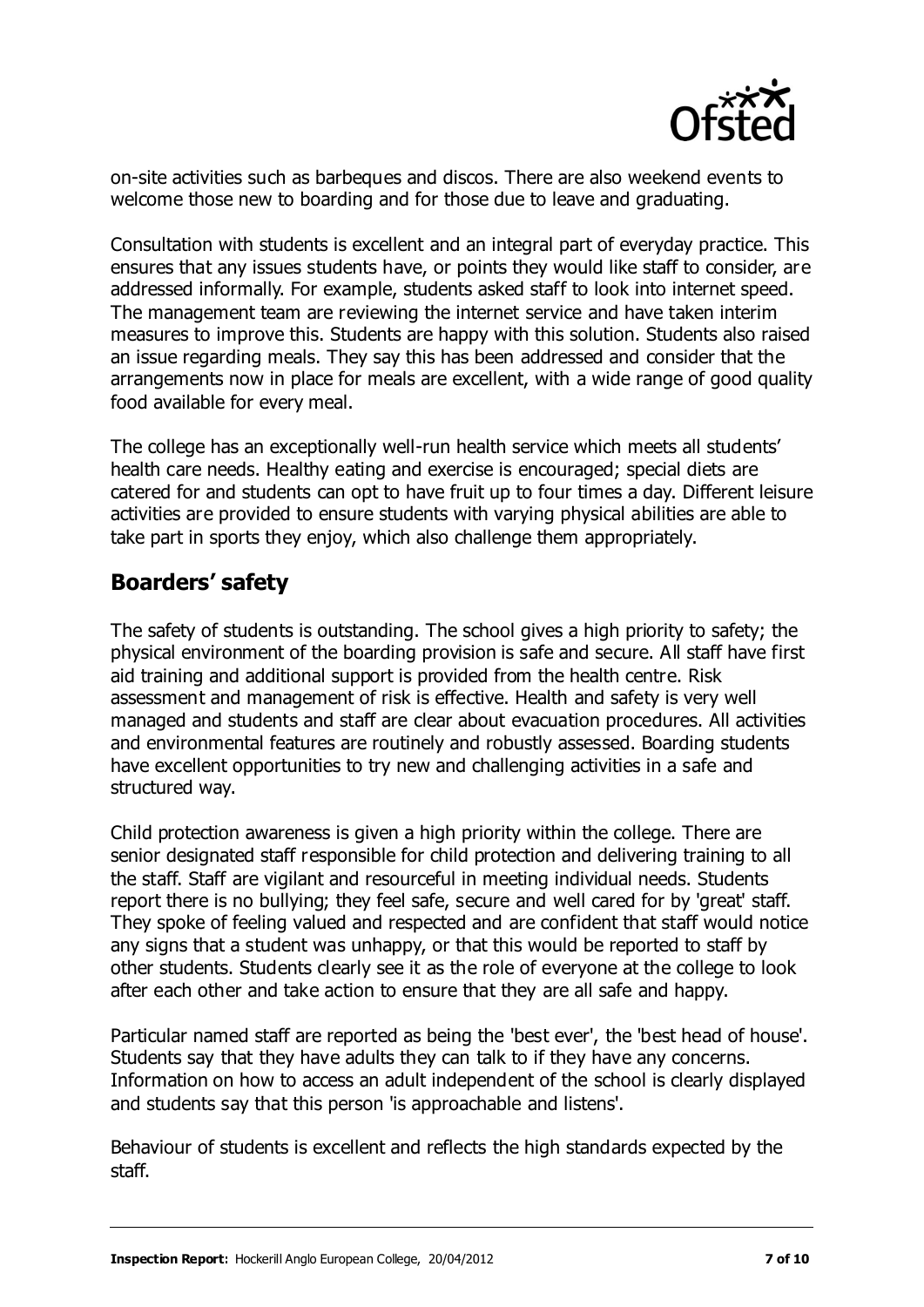on-site activities such as barbeques and discos. There are also weekend events to welcome those new to boarding and for those due to leave and graduating.

Consultation with students is excellent and an integral part of everyday practice. This ensures that any issues students have, or points they would like staff to consider, are addressed informally. For example, students asked staff to look into internet speed. The management team are reviewing the internet service and have taken interim measures to improve this. Students are happy with this solution. Students also raised an issue regarding meals. They say this has been addressed and consider that the arrangements now in place for meals are excellent, with a wide range of good quality food available for every meal.

The college has an exceptionally well-run health service which meets all students' health care needs. Healthy eating and exercise is encouraged; special diets are catered for and students can opt to have fruit up to four times a day. Different leisure activities are provided to ensure students with varying physical abilities are able to take part in sports they enjoy, which also challenge them appropriately.

## Boarders' safety

The safety of students is outstanding. The school gives a high priority to safety; the physical environment of the boarding provision is safe and secure. All staff have first aid training and additional support is provided from the health centre. Risk assessment and management of risk is effective. Health and safety is very well managed and students and staff are clear about evacuation procedures. All activities and environmental features are routinely and robustly assessed. Boarding students have excellent opportunities to try new and challenging activities in a safe and structured way.

Child protection awareness is given a high priority within the college. There are senior designated staff responsible for child protection and delivering training to all the staff. Staff are vigilant and resourceful in meeting individual needs. Students report there is no bullying; they feel safe, secure and well cared for by 'great' staff. They spoke of feeling valued and respected and are confident that staff would notice any signs that a student was unhappy, or that this would be reported to staff by other students. Students clearly see it as the role of everyone at the college to look after each other and take action to ensure that they are all safe and happy.

Particular named staff are reported as being the 'best ever', the 'best head of house'. Students say that they have adults they can talk to if they have any concerns. Information on how to access an adult independent of the school is clearly displayed and students say that this person 'is approachable and listens'.

Behaviour of students is excellent and reflects the high standards expected by the staff.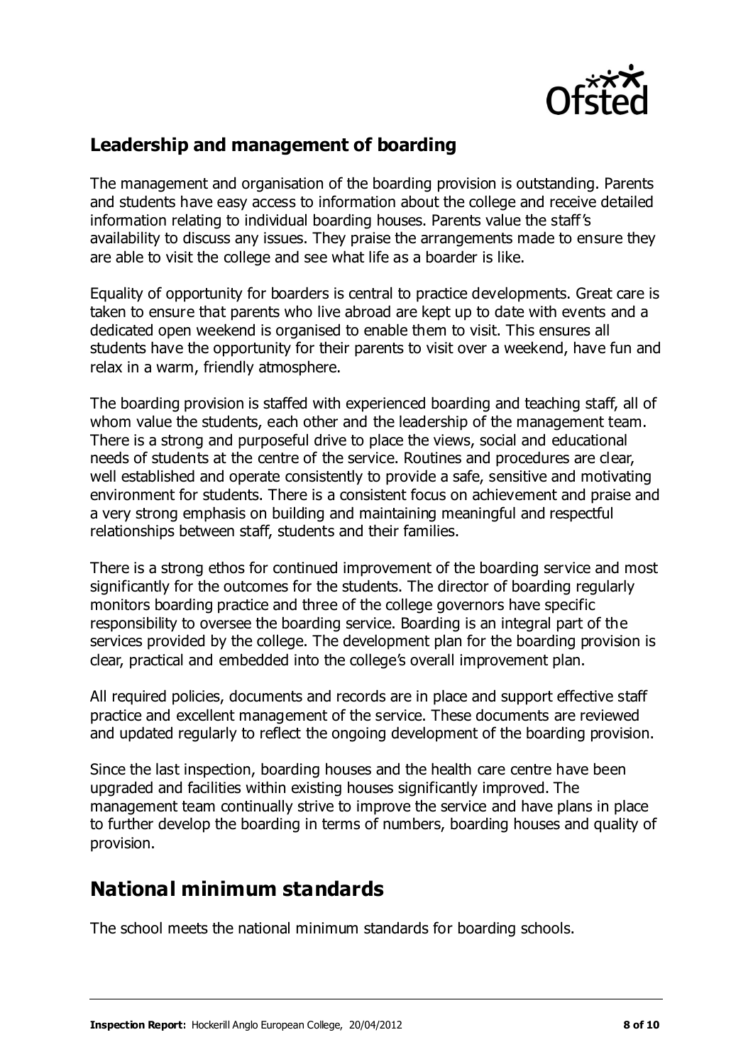## Leadership and management of boarding

The management and organisation of the boarding provision is outstanding. Parents and students have easy access to information about the college and receive detailed information relating to individual boarding houses. Parents value the staff's availability to discuss any issues. They praise the arrangements made to ensure they are able to visit the college and see what life as a boarder is like.

Equality of opportunity for boarders is central to practice developments. Great care is taken to ensure that parents who live abroad are kept up to date with events and a dedicated open weekend is organised to enable them to visit. This ensures all students have the opportunity for their parents to visit over a weekend, have fun and relax in a warm, friendly atmosphere.

The boarding provision is staffed with experienced boarding and teaching staff, all of whom value the students, each other and the leadership of the management team. There is a strong and purposeful drive to place the views, social and educational needs of students at the centre of the service. Routines and procedures are clear, well established and operate consistently to provide a safe, sensitive and motivating environment for students. There is a consistent focus on achievement and praise and a very strong emphasis on building and maintaining meaningful and respectful relationships between staff, students and their families.

There is a strong ethos for continued improvement of the boarding service and most significantly for the outcomes for the students. The director of boarding regularly monitors boarding practice and three of the college governors have specific responsibility to oversee the boarding service. Boarding is an integral part of the services provided by the college. The development plan for the boarding provision is clear, practical and embedded into the college's overall improvement plan.

All required policies, documents and records are in place and support effective staff practice and excellent management of the service. These documents are reviewed and updated regularly to reflect the ongoing development of the boarding provision.

Since the last inspection, boarding houses and the health care centre have been upgraded and facilities within existing houses significantly improved. The management team continually strive to improve the service and have plans in place to further develop the boarding in terms of numbers, boarding houses and quality of provision.

# National minimum standards

The school meets the national minimum standards for boarding schools.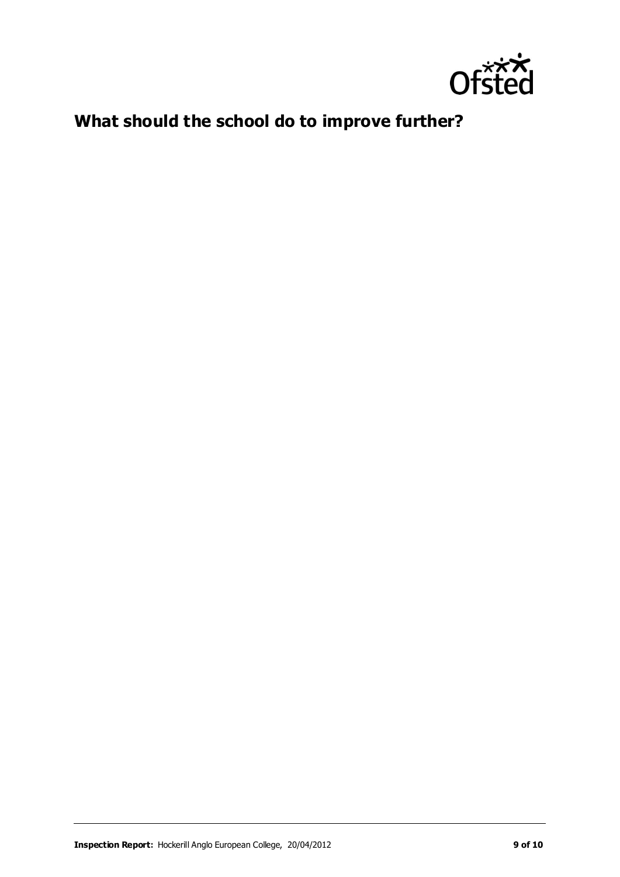## What should the school do to improve further?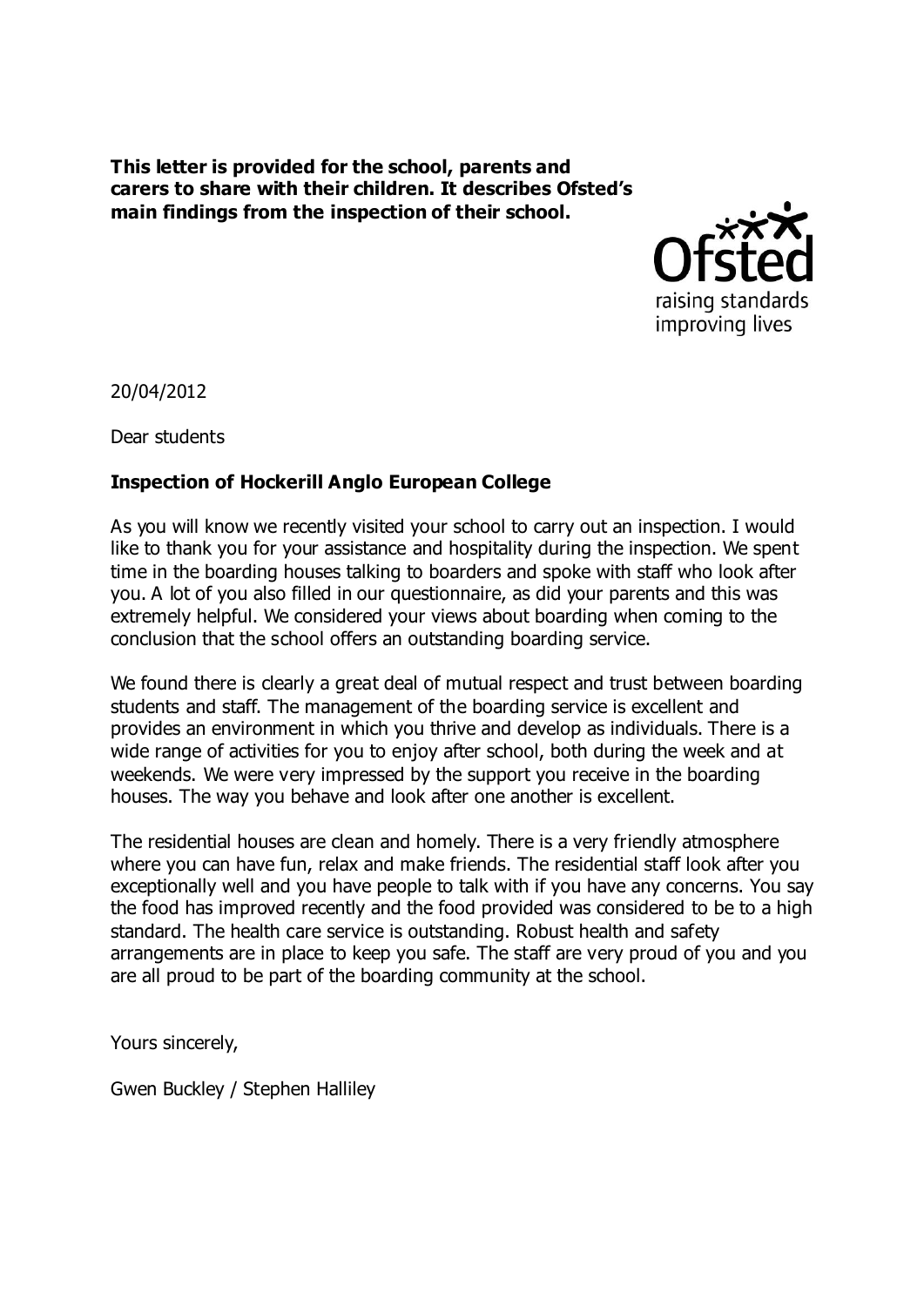**This letter is provided for the school, parents and carers to share with their children. It describes Ofsted's main findings from the inspection of their school.**

20/04/2012

Dear students

**Inspection of Hockerill Anglo European College**

As you will know we recently visited your school to carry out an inspection. I would like to thank you for your assistance and hospitality during the inspection. We spent time in the boarding houses talking to boarders and spoke with staff who look after you. A lot of you also filled in our questionnaire, as did your parents and this was extremely helpful. We considered your views about boarding when coming to the conclusion that the school offers an outstanding boarding service.

We found there is clearly a great deal of mutual respect and trust between boarding students and staff. The management of the boarding service is excellent and provides an environment in which you thrive and develop as individuals. There is a wide range of activities for you to enjoy after school, both during the week and at weekends. We were very impressed by the support you receive in the boarding houses. The way you behave and look after one another is excellent.

The residential houses are clean and homely. There is a very friendly atmosphere where you can have fun, relax and make friends. The residential staff look after you exceptionally well and you have people to talk with if you have any concerns. You say the food has improved recently and the food provided was considered to be to a high standard. The health care service is outstanding. Robust health and safety arrangements are in place to keep you safe. The staff are very proud of you and you are all proud to be part of the boarding community at the school.

Yours sincerely,

Gwen Buckley / Stephen Halliley